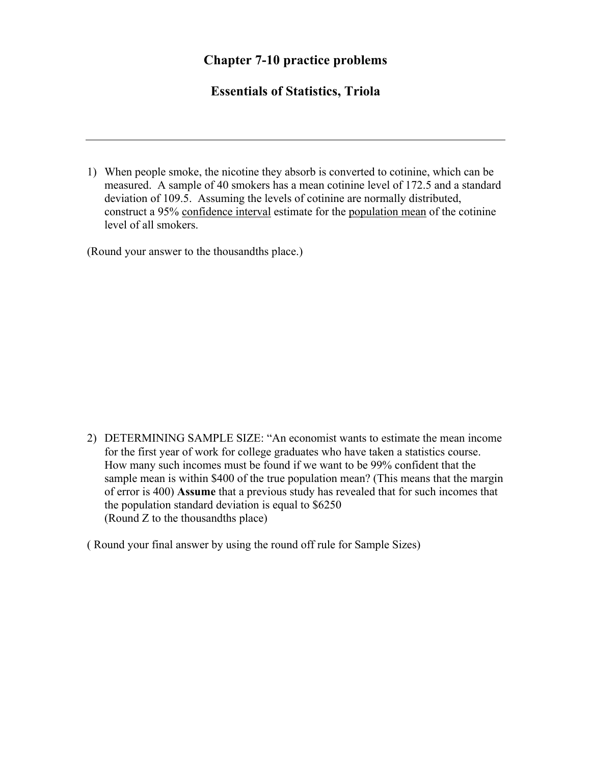# Chapter 7-10 practice problems

# Essentials of Statistics, Triola

---

1) When people smoke, the nicotine they absorb is converted to cotinine, which can be measured. A sample of 40 smokers has a mean cotinine level of 172.5 and a standard deviation of 109.5. Assuming the levels of cotinine are normally distributed, construct a 95% confidence interval estimate for the population mean of the cotinine level of all smokers.

(Round your answer to the thousandths place.)

2) DETERMINING SAMPLE SIZE: "An economist wants to estimate the mean income for the first year of work for college graduates who have taken a statistics course. How many such incomes must be found if we want to be 99% confident that the sample mean is within $400 of the true population mean? (This means that the margin of error is 400) **Assume** that a previous study has revealed that for such incomes that the population standard deviation is equal to $6250
(Round Z to the thousandths place)

( Round your final answer by using the round off rule for Sample Sizes)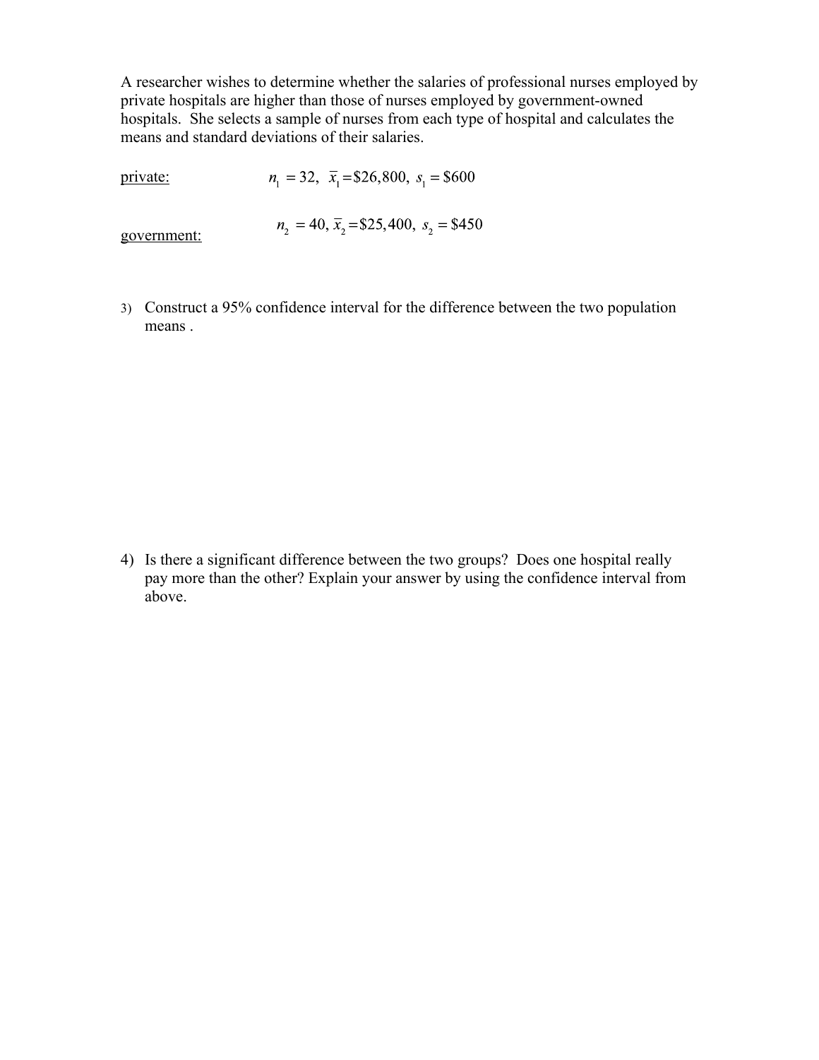A researcher wishes to determine whether the salaries of professional nurses employed by private hospitals are higher than those of nurses employed by government-owned hospitals. She selects a sample of nurses from each type of hospital and calculates the means and standard deviations of their salaries.

<u>private:</u> $n_1 = 32,\ \bar{x}_1 = \$26{,}800,\ s_1 = \$600$

<u>government:</u> $n_2 = 40,\ \bar{x}_2 = \$25{,}400,\ s_2 = \$450$

3) Construct a 95% confidence interval for the difference between the two population means .

4) Is there a significant difference between the two groups? Does one hospital really pay more than the other? Explain your answer by using the confidence interval from above.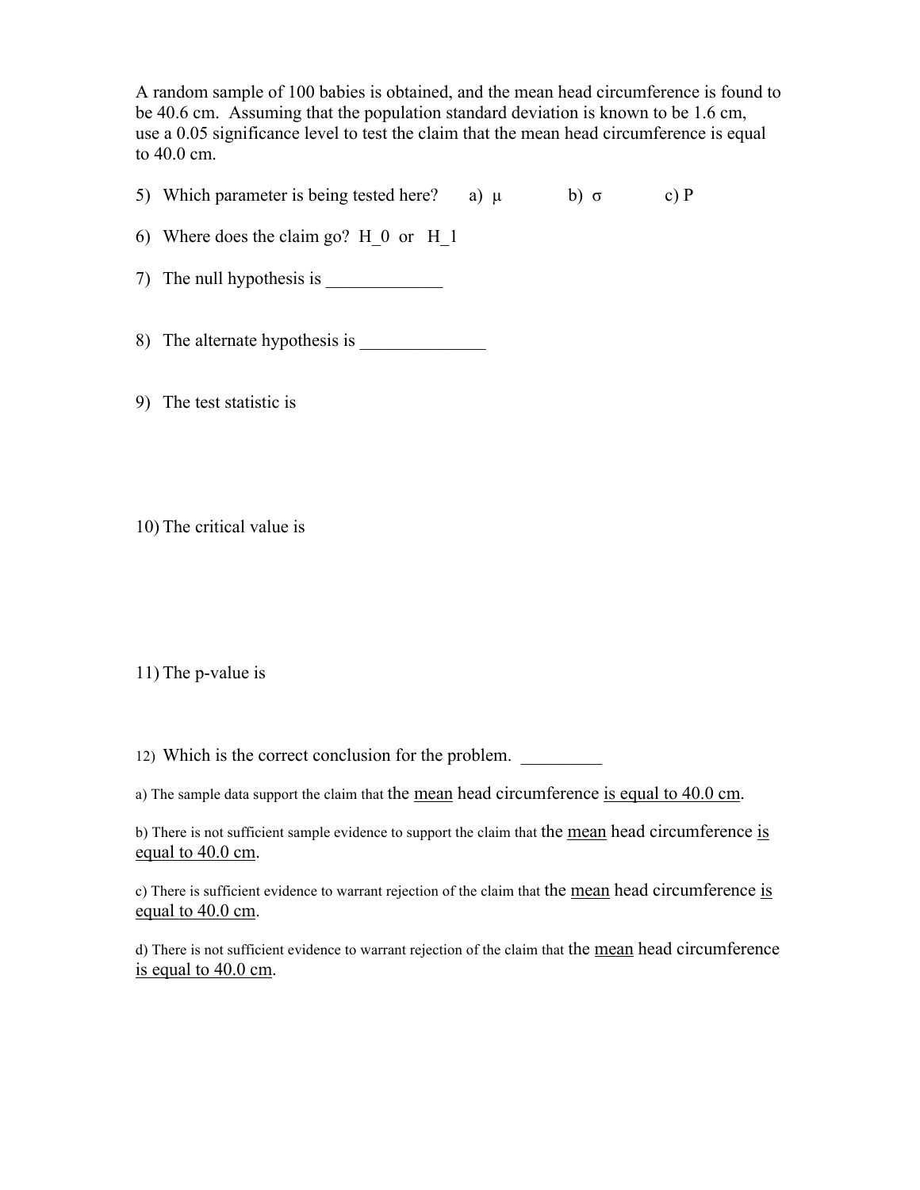A random sample of 100 babies is obtained, and the mean head circumference is found to be 40.6 cm. Assuming that the population standard deviation is known to be 1.6 cm, use a 0.05 significance level to test the claim that the mean head circumference is equal to 40.0 cm.

5) Which parameter is being tested here? a) $\mu$ b) $\sigma$ c) P

6) Where does the claim go? $H_0$ or $H_1$

7) The null hypothesis is _____________

8) The alternate hypothesis is ______________

9) The test statistic is

10) The critical value is

11) The p-value is

12) Which is the correct conclusion for the problem. _________

a) The sample data support the claim that the <u>mean</u> head circumference <u>is equal to 40.0 cm</u>.

b) There is not sufficient sample evidence to support the claim that the <u>mean</u> head circumference <u>is equal to 40.0 cm</u>.

c) There is sufficient evidence to warrant rejection of the claim that the <u>mean</u> head circumference <u>is equal to 40.0 cm</u>.

d) There is not sufficient evidence to warrant rejection of the claim that the <u>mean</u> head circumference <u>is equal to 40.0 cm</u>.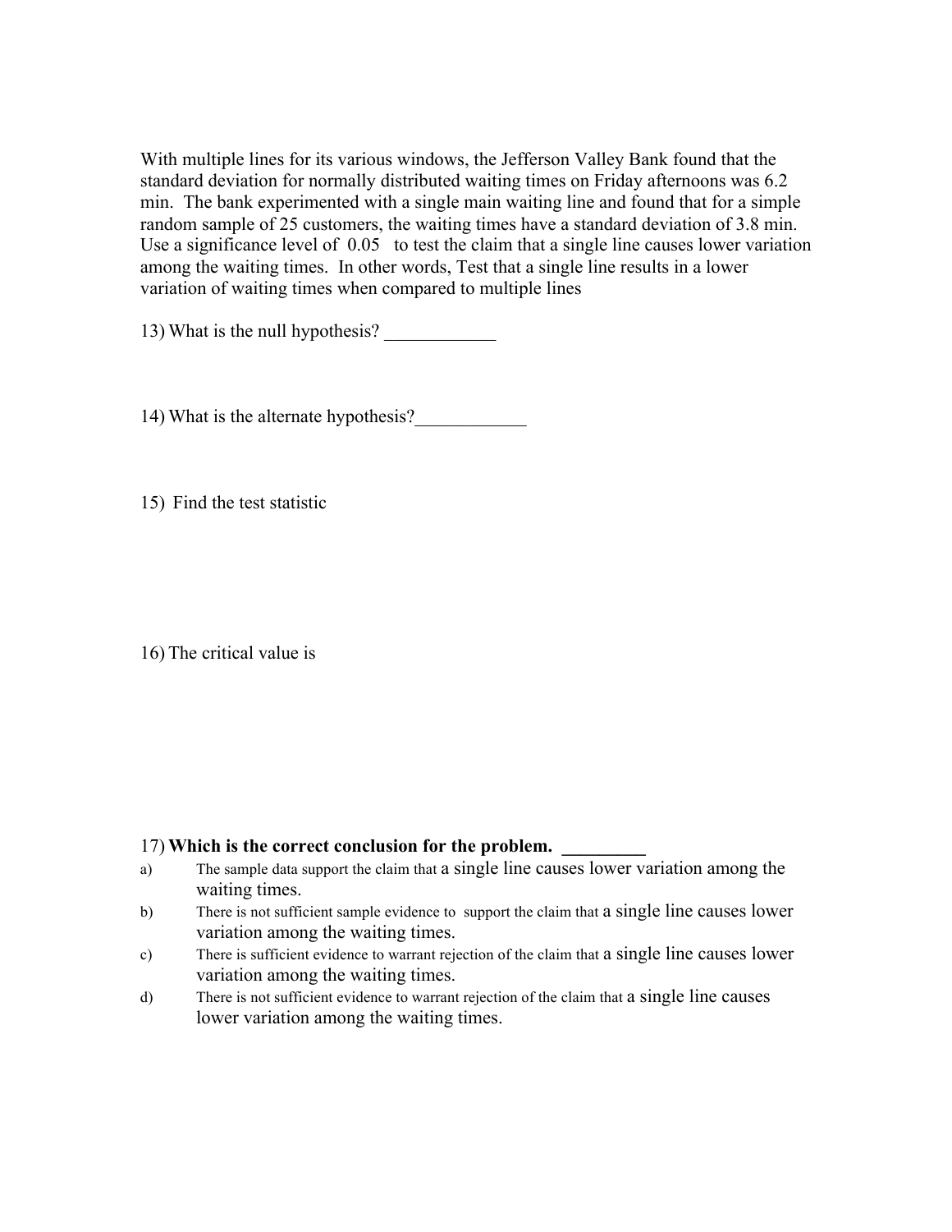With multiple lines for its various windows, the Jefferson Valley Bank found that the standard deviation for normally distributed waiting times on Friday afternoons was 6.2 min. The bank experimented with a single main waiting line and found that for a simple random sample of 25 customers, the waiting times have a standard deviation of 3.8 min. Use a significance level of 0.05 to test the claim that a single line causes lower variation among the waiting times. In other words, Test that a single line results in a lower variation of waiting times when compared to multiple lines

13) What is the null hypothesis? ____________

14) What is the alternate hypothesis?____________

15) Find the test statistic

16) The critical value is

17) **Which is the correct conclusion for the problem. _________**

a) The sample data support the claim that a single line causes lower variation among the waiting times.

b) There is not sufficient sample evidence to support the claim that a single line causes lower variation among the waiting times.

c) There is sufficient evidence to warrant rejection of the claim that a single line causes lower variation among the waiting times.

d) There is not sufficient evidence to warrant rejection of the claim that a single line causes lower variation among the waiting times.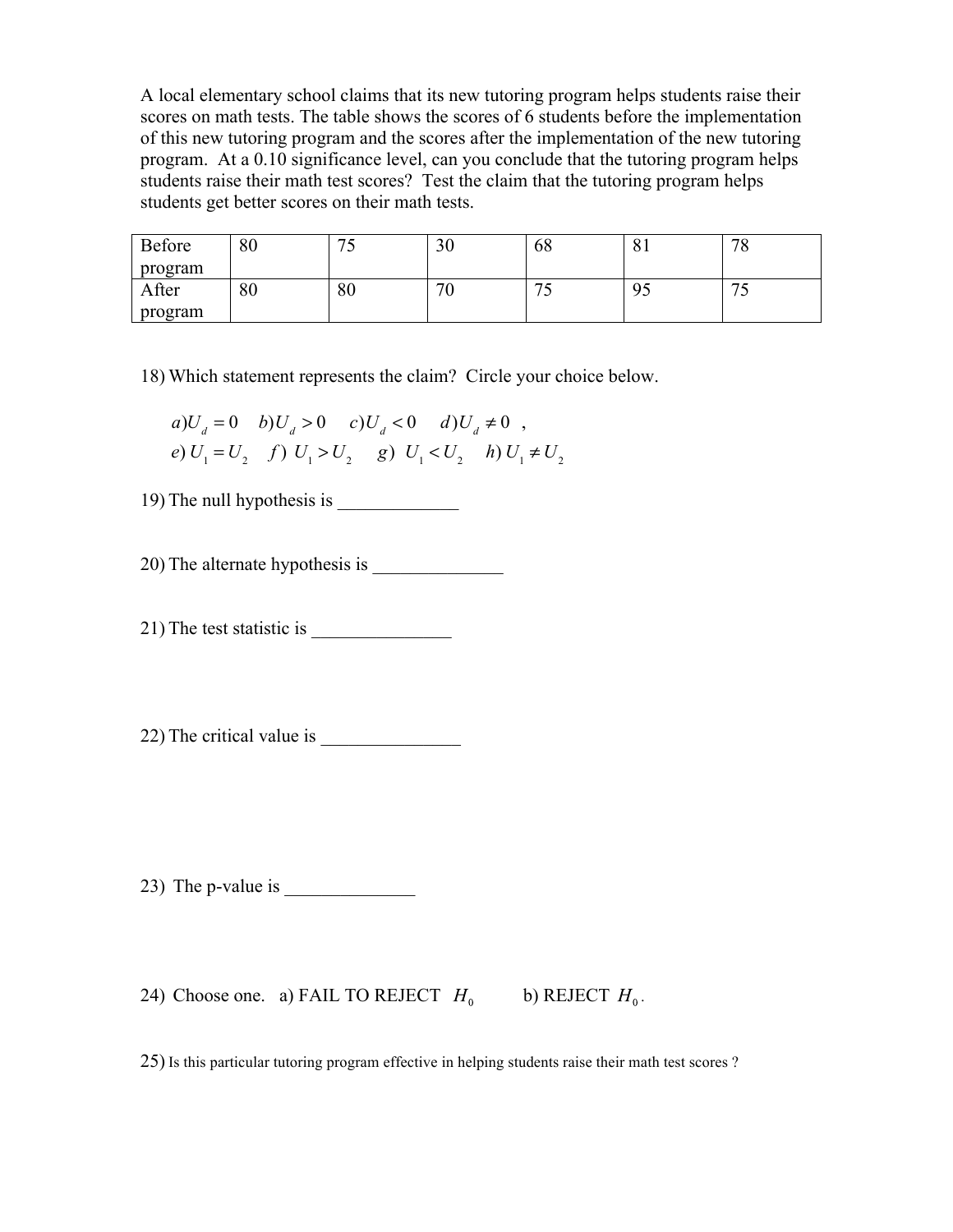A local elementary school claims that its new tutoring program helps students raise their scores on math tests. The table shows the scores of 6 students before the implementation of this new tutoring program and the scores after the implementation of the new tutoring program. At a 0.10 significance level, can you conclude that the tutoring program helps students raise their math test scores? Test the claim that the tutoring program helps students get better scores on their math tests.

| Before program | 80 | 75 | 30 | 68 | 81 | 78 |
|---|---|---|---|---|---|---|
| After program | 80 | 80 | 70 | 75 | 95 | 75 |

18) Which statement represents the claim? Circle your choice below.

$a) U_d = 0 \quad b) U_d > 0 \quad c) U_d < 0 \quad d) U_d \neq 0$ ,
$e) U_1 = U_2 \quad f) U_1 > U_2 \quad g) U_1 < U_2 \quad h) U_1 \neq U_2$

19) The null hypothesis is _____________

20) The alternate hypothesis is ______________

21) The test statistic is _______________

22) The critical value is _______________

23) The p-value is ______________

24) Choose one. a) FAIL TO REJECT $H_0$ b) REJECT $H_0$.

25) Is this particular tutoring program effective in helping students raise their math test scores ?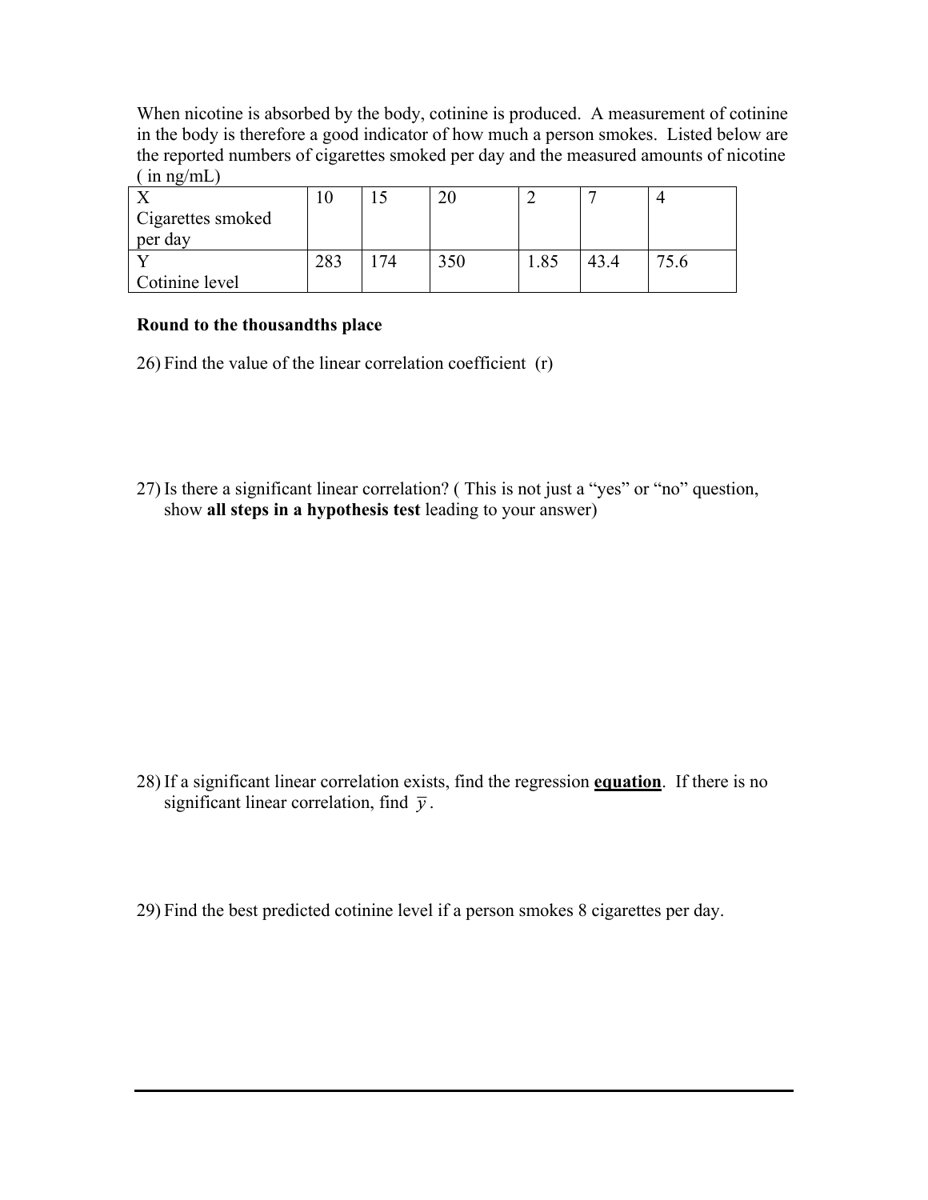When nicotine is absorbed by the body, cotinine is produced. A measurement of cotinine in the body is therefore a good indicator of how much a person smokes. Listed below are the reported numbers of cigarettes smoked per day and the measured amounts of nicotine ( in ng/mL)

| X<br>Cigarettes smoked per day | 10 | 15 | 20 | 2 | 7 | 4 |
|---|---|---|---|---|---|---|
| Y<br>Cotinine level | 283 | 174 | 350 | 1.85 | 43.4 | 75.6 |

**Round to the thousandths place**

26) Find the value of the linear correlation coefficient (r)

27) Is there a significant linear correlation? ( This is not just a "yes" or "no" question, show **all steps in a hypothesis test** leading to your answer)

28) If a significant linear correlation exists, find the regression **equation**. If there is no significant linear correlation, find $\bar{y}$.

29) Find the best predicted cotinine level if a person smokes 8 cigarettes per day.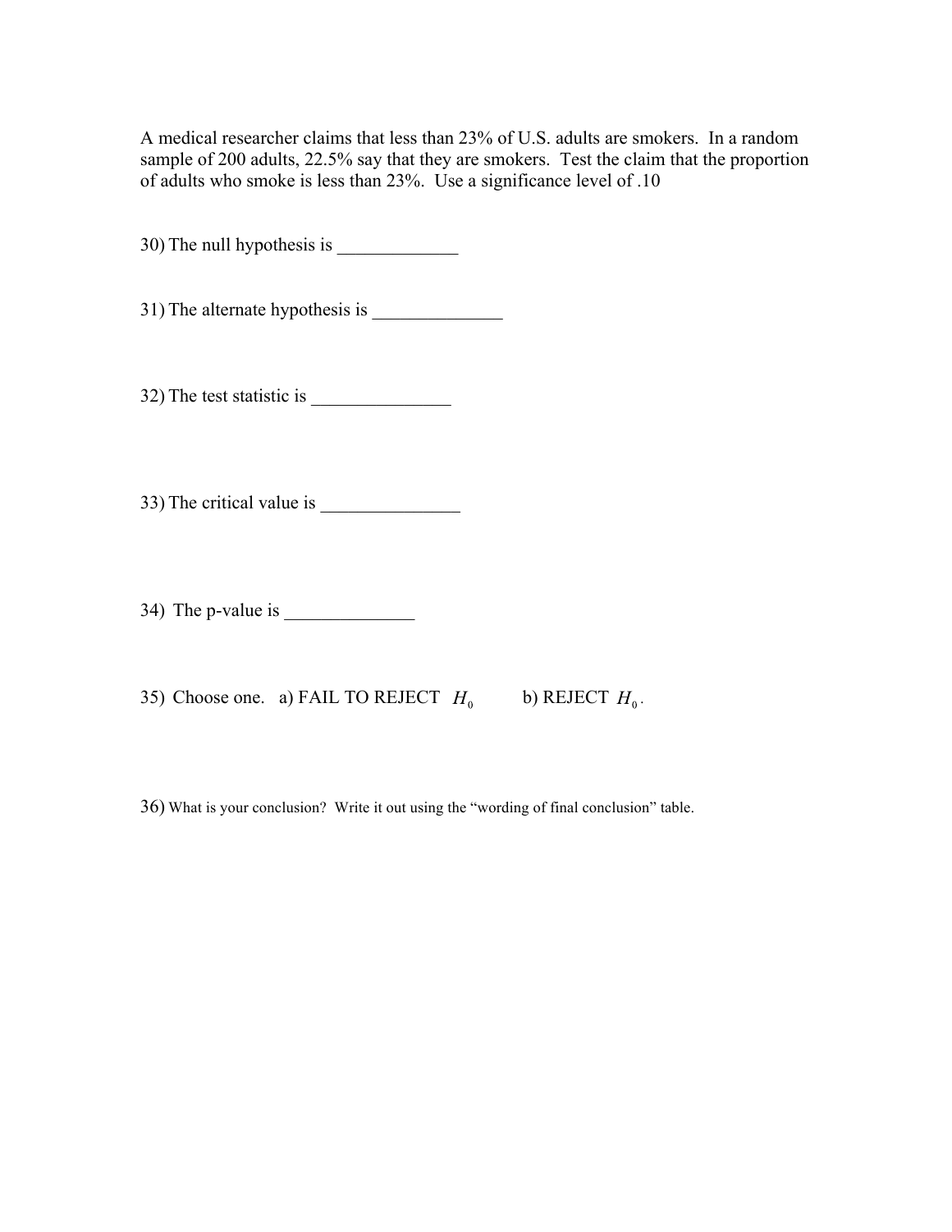A medical researcher claims that less than 23% of U.S. adults are smokers. In a random sample of 200 adults, 22.5% say that they are smokers. Test the claim that the proportion of adults who smoke is less than 23%. Use a significance level of .10

30) The null hypothesis is _____________

31) The alternate hypothesis is ______________

32) The test statistic is _______________

33) The critical value is _______________

34) The p-value is ______________

35) Choose one. a) FAIL TO REJECT $H_0$ b) REJECT $H_0$.

36) What is your conclusion? Write it out using the "wording of final conclusion" table.